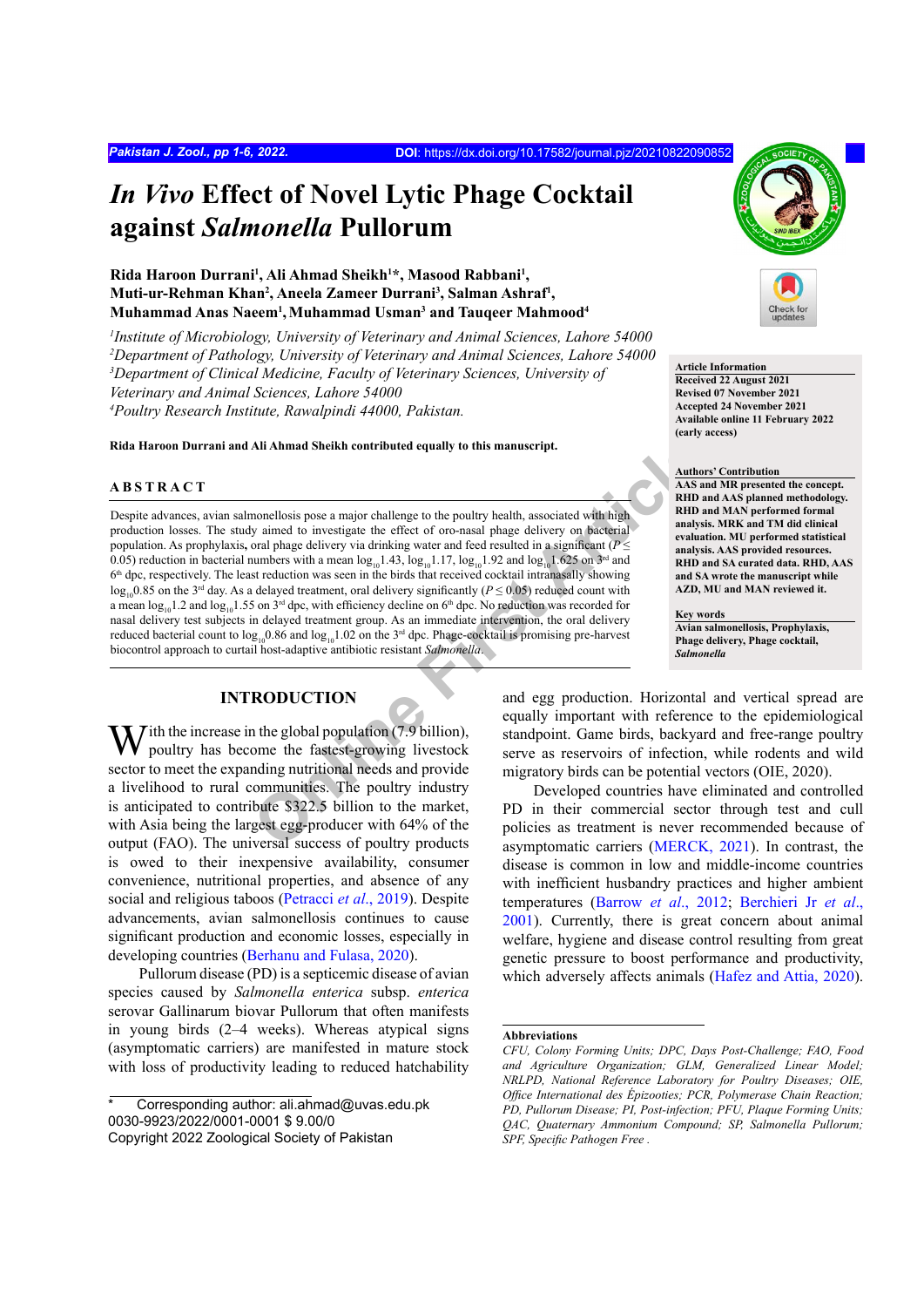# *In Vivo* Effect of Novel Lytic Phage Cocktail against *Salmonella* Pullorum

**Rida Haroon Durrani[1], Ali Ahmad Sheikh[1]*, Masood Rabbani[1], Muti-ur-Rehman Khan[2], Aneela Zameer Durrani[3], Salman Ashraf[1], Muhammad Anas Naeem[1], Muhammad Usman[3] and Tauqeer Mahmood[4]**

[1]*Institute of Microbiology, University of Veterinary and Animal Sciences, Lahore 54000*
[2]*Department of Pathology, University of Veterinary and Animal Sciences, Lahore 54000*
[3]*Department of Clinical Medicine, Faculty of Veterinary Sciences, University of Veterinary and Animal Sciences, Lahore 54000*
[4]*Poultry Research Institute, Rawalpindi 44000, Pakistan.*

**Rida Haroon Durrani and Ali Ahmad Sheikh contributed equally to this manuscript.**

**Article Information**
Received 22 August 2021
Revised 07 November 2021
Accepted 24 November 2021
Available online 11 February 2022 (early access)

**Authors' Contribution**
AAS and MR presented the concept. RHD and AAS planned methodology. RHD and MAN performed formal analysis. MRK and TM did clinical evaluation. MU performed statistical analysis. AAS provided resources. RHD and SA curated data. RHD, AAS and SA wrote the manuscript while AZD, MU and MAN reviewed it.

**Key words**
Avian salmonellosis, Prophylaxis, Phage delivery, Phage cocktail, *Salmonella*

## ABSTRACT

Despite advances, avian salmonellosis pose a major challenge to the poultry health, associated with high production losses. The study aimed to investigate the effect of oro-nasal phage delivery on bacterial population. As prophylaxis, oral phage delivery via drinking water and feed resulted in a significant ($P \leq 0.05$) reduction in bacterial numbers with a mean $\log_{10}1.43$, $\log_{10}1.17$, $\log_{10}1.92$ and $\log_{10}1.625$ on 3rd and 6th dpc, respectively. The least reduction was seen in the birds that received cocktail intranasally showing $\log_{10}0.85$ on the 3rd day. As a delayed treatment, oral delivery significantly ($P \leq 0.05$) reduced count with a mean $\log_{10}1.2$ and $\log_{10}1.55$ on 3rd dpc, with efficiency decline on 6th dpc. No reduction was recorded for nasal delivery test subjects in delayed treatment group. As an immediate intervention, the oral delivery reduced bacterial count to $\log_{10}0.86$ and $\log_{10}1.02$ on the 3rd dpc. Phage-cocktail is promising pre-harvest biocontrol approach to curtail host-adaptive antibiotic resistant *Salmonella*.

## INTRODUCTION

With the increase in the global population (7.9 billion), poultry has become the fastest-growing livestock sector to meet the expanding nutritional needs and provide a livelihood to rural communities. The poultry industry is anticipated to contribute $322.5 billion to the market, with Asia being the largest egg-producer with 64% of the output (FAO). The universal success of poultry products is owed to their inexpensive availability, consumer convenience, nutritional properties, and absence of any social and religious taboos (Petracci *et al*., 2019). Despite advancements, avian salmonellosis continues to cause significant production and economic losses, especially in developing countries (Berhanu and Fulasa, 2020).

Pullorum disease (PD) is a septicemic disease of avian species caused by *Salmonella enterica* subsp. *enterica* serovar Gallinarum biovar Pullorum that often manifests in young birds (2–4 weeks). Whereas atypical signs (asymptomatic carriers) are manifested in mature stock with loss of productivity leading to reduced hatchability and egg production. Horizontal and vertical spread are equally important with reference to the epidemiological standpoint. Game birds, backyard and free-range poultry serve as reservoirs of infection, while rodents and wild migratory birds can be potential vectors (OIE, 2020).

Developed countries have eliminated and controlled PD in their commercial sector through test and cull policies as treatment is never recommended because of asymptomatic carriers (MERCK, 2021). In contrast, the disease is common in low and middle-income countries with inefficient husbandry practices and higher ambient temperatures (Barrow *et al*., 2012; Berchieri Jr *et al*., 2001). Currently, there is great concern about animal welfare, hygiene and disease control resulting from great genetic pressure to boost performance and productivity, which adversely affects animals (Hafez and Attia, 2020).

---

\* Corresponding author: ali.ahmad@uvas.edu.pk
0030-9923/2022/0001-0001 $ 9.00/0
Copyright 2022 Zoological Society of Pakistan

**Abbreviations**
*CFU, Colony Forming Units; DPC, Days Post-Challenge; FAO, Food and Agriculture Organization; GLM, Generalized Linear Model; NRLPD, National Reference Laboratory for Poultry Diseases; OIE, Office International des Épizooties; PCR, Polymerase Chain Reaction; PD, Pullorum Disease; PI, Post-infection; PFU, Plaque Forming Units; QAC, Quaternary Ammonium Compound; SP, Salmonella Pullorum; SPF, Specific Pathogen Free .*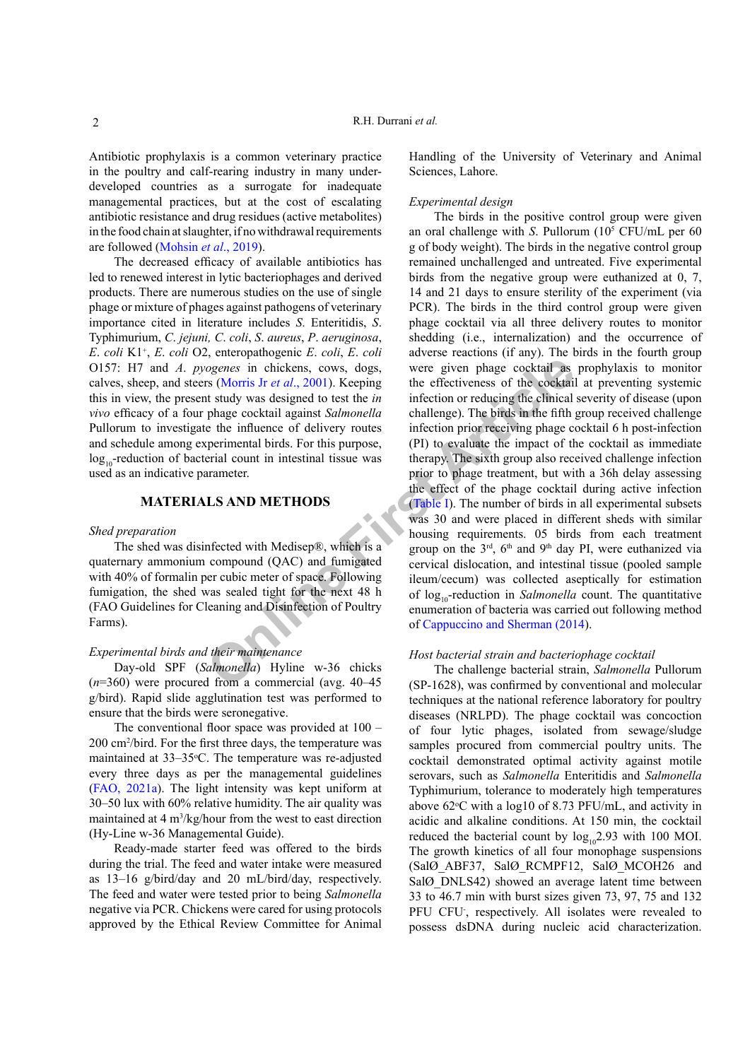Antibiotic prophylaxis is a common veterinary practice in the poultry and calf-rearing industry in many under-developed countries as a surrogate for inadequate managemental practices, but at the cost of escalating antibiotic resistance and drug residues (active metabolites) in the food chain at slaughter, if no withdrawal requirements are followed (Mohsin *et al*., 2019).

The decreased efficacy of available antibiotics has led to renewed interest in lytic bacteriophages and derived products. There are numerous studies on the use of single phage or mixture of phages against pathogens of veterinary importance cited in literature includes *S.* Enteritidis, *S.* Typhimurium, *C. jejuni, C. coli*, *S. aureus*, *P. aeruginosa*, *E. coli* K1[+], *E. coli* O2, enteropathogenic *E. coli*, *E. coli* O157: H7 and *A. pyogenes* in chickens, cows, dogs, calves, sheep, and steers (Morris Jr *et al*., 2001). Keeping this in view, the present study was designed to test the *in vivo* efficacy of a four phage cocktail against *Salmonella* Pullorum to investigate the influence of delivery routes and schedule among experimental birds. For this purpose, $log_{10}$-reduction of bacterial count in intestinal tissue was used as an indicative parameter.

## MATERIALS AND METHODS

*Shed preparation*

The shed was disinfected with Medisep®, which is a quaternary ammonium compound (QAC) and fumigated with 40% of formalin per cubic meter of space. Following fumigation, the shed was sealed tight for the next 48 h (FAO Guidelines for Cleaning and Disinfection of Poultry Farms).

*Experimental birds and their maintenance*

Day-old SPF (*Salmonella*) Hyline w-36 chicks (*n*=360) were procured from a commercial (avg. 40–45 g/bird). Rapid slide agglutination test was performed to ensure that the birds were seronegative.

The conventional floor space was provided at 100 – 200 $cm^2$/bird. For the first three days, the temperature was maintained at 33–35°C. The temperature was re-adjusted every three days as per the managemental guidelines (FAO, 2021a). The light intensity was kept uniform at 30–50 lux with 60% relative humidity. The air quality was maintained at 4 $m^3$/kg/hour from the west to east direction (Hy-Line w-36 Managemental Guide).

Ready-made starter feed was offered to the birds during the trial. The feed and water intake were measured as 13–16 g/bird/day and 20 mL/bird/day, respectively. The feed and water were tested prior to being *Salmonella* negative via PCR. Chickens were cared for using protocols approved by the Ethical Review Committee for Animal Handling of the University of Veterinary and Animal Sciences, Lahore.

*Experimental design*

The birds in the positive control group were given an oral challenge with *S.* Pullorum ($10^5$ CFU/mL per 60 g of body weight). The birds in the negative control group remained unchallenged and untreated. Five experimental birds from the negative group were euthanized at 0, 7, 14 and 21 days to ensure sterility of the experiment (via PCR). The birds in the third control group were given phage cocktail via all three delivery routes to monitor shedding (i.e., internalization) and the occurrence of adverse reactions (if any). The birds in the fourth group were given phage cocktail as prophylaxis to monitor the effectiveness of the cocktail at preventing systemic infection or reducing the clinical severity of disease (upon challenge). The birds in the fifth group received challenge infection prior receiving phage cocktail 6 h post-infection (PI) to evaluate the impact of the cocktail as immediate therapy. The sixth group also received challenge infection prior to phage treatment, but with a 36h delay assessing the effect of the phage cocktail during active infection (Table I). The number of birds in all experimental subsets was 30 and were placed in different sheds with similar housing requirements. 05 birds from each treatment group on the 3rd, 6th and 9th day PI, were euthanized via cervical dislocation, and intestinal tissue (pooled sample ileum/cecum) was collected aseptically for estimation of $log_{10}$-reduction in *Salmonella* count. The quantitative enumeration of bacteria was carried out following method of Cappuccino and Sherman (2014).

*Host bacterial strain and bacteriophage cocktail*

The challenge bacterial strain, *Salmonella* Pullorum (SP-1628), was confirmed by conventional and molecular techniques at the national reference laboratory for poultry diseases (NRLPD). The phage cocktail was concoction of four lytic phages, isolated from sewage/sludge samples procured from commercial poultry units. The cocktail demonstrated optimal activity against motile serovars, such as *Salmonella* Enteritidis and *Salmonella* Typhimurium, tolerance to moderately high temperatures above 62°C with a log10 of 8.73 PFU/mL, and activity in acidic and alkaline conditions. At 150 min, the cocktail reduced the bacterial count by $log_{10}$2.93 with 100 MOI. The growth kinetics of all four monophage suspensions (SalØ_ABF37, SalØ_RCMPF12, SalØ_MCOH26 and SalØ_DNLS42) showed an average latent time between 33 to 46.7 min with burst sizes given 73, 97, 75 and 132 PFU $CFU^{-}$, respectively. All isolates were revealed to possess dsDNA during nucleic acid characterization.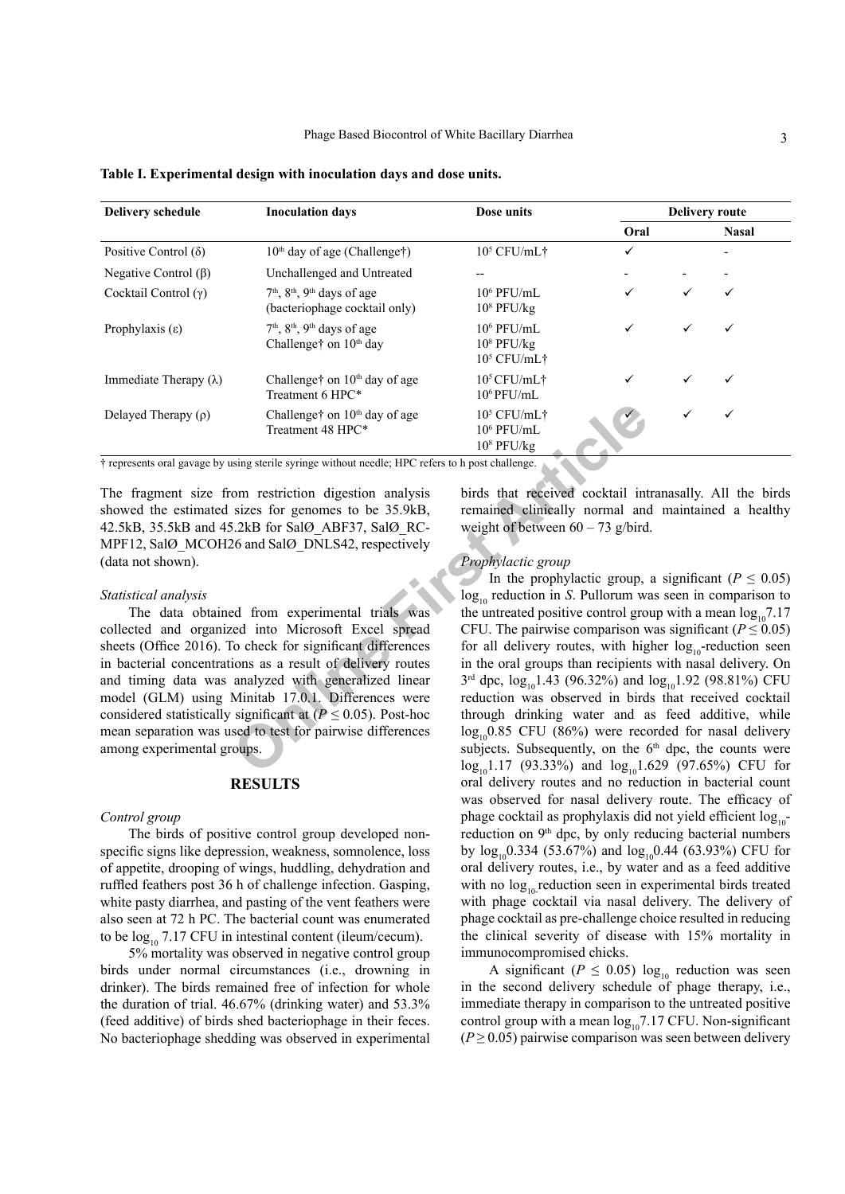**Table I. Experimental design with inoculation days and dose units.**

| Delivery schedule | Inoculation days | Dose units | Delivery route | | |
|---|---|---|---|---|---|
| | | | Oral | | Nasal |
| Positive Control (δ) | $10^{th}$ day of age (Challenge†) | $10^5$ CFU/mL† | ✓ | | - |
| Negative Control (β) | Unchallenged and Untreated | -- | - | - | - |
| Cocktail Control (γ) | $7^{th}$, $8^{th}$, $9^{th}$ days of age (bacteriophage cocktail only) | $10^6$ PFU/mL<br>$10^8$ PFU/kg | ✓ | ✓ | ✓ |
| Prophylaxis (ε) | $7^{th}$, $8^{th}$, $9^{th}$ days of age<br>Challenge† on $10^{th}$ day | $10^6$ PFU/mL<br>$10^8$ PFU/kg<br>$10^5$ CFU/mL† | ✓ | ✓ | ✓ |
| Immediate Therapy (λ) | Challenge† on $10^{th}$ day of age<br>Treatment 6 HPC* | $10^5$ CFU/mL†<br>$10^6$ PFU/mL | ✓ | ✓ | ✓ |
| Delayed Therapy (ρ) | Challenge† on $10^{th}$ day of age<br>Treatment 48 HPC* | $10^5$ CFU/mL†<br>$10^6$ PFU/mL<br>$10^8$ PFU/kg | ✓ | ✓ | ✓ |

† represents oral gavage by using sterile syringe without needle; HPC refers to h post challenge.

The fragment size from restriction digestion analysis showed the estimated sizes for genomes to be 35.9kB, 42.5kB, 35.5kB and 45.2kB for SalØ_ABF37, SalØ_RC-MPF12, SalØ_MCOH26 and SalØ_DNLS42, respectively (data not shown).

*Statistical analysis*

The data obtained from experimental trials was collected and organized into Microsoft Excel spread sheets (Office 2016). To check for significant differences in bacterial concentrations as a result of delivery routes and timing data was analyzed with generalized linear model (GLM) using Minitab 17.0.1. Differences were considered statistically significant at ($P \leq 0.05$). Post-hoc mean separation was used to test for pairwise differences among experimental groups.

## RESULTS

*Control group*

The birds of positive control group developed non-specific signs like depression, weakness, somnolence, loss of appetite, drooping of wings, huddling, dehydration and ruffled feathers post 36 h of challenge infection. Gasping, white pasty diarrhea, and pasting of the vent feathers were also seen at 72 h PC. The bacterial count was enumerated to be $\log_{10}$ 7.17 CFU in intestinal content (ileum/cecum).

5% mortality was observed in negative control group birds under normal circumstances (i.e., drowning in drinker). The birds remained free of infection for whole the duration of trial. 46.67% (drinking water) and 53.3% (feed additive) of birds shed bacteriophage in their feces. No bacteriophage shedding was observed in experimental birds that received cocktail intranasally. All the birds remained clinically normal and maintained a healthy weight of between 60 – 73 g/bird.

*Prophylactic group*

In the prophylactic group, a significant ($P \leq 0.05$) $\log_{10}$ reduction in *S.* Pullorum was seen in comparison to the untreated positive control group with a mean $\log_{10}$7.17 CFU. The pairwise comparison was significant ($P \leq 0.05$) for all delivery routes, with higher $\log_{10}$-reduction seen in the oral groups than recipients with nasal delivery. On 3rd dpc, $\log_{10}$1.43 (96.32%) and $\log_{10}$1.92 (98.81%) CFU reduction was observed in birds that received cocktail through drinking water and as feed additive, while $\log_{10}$0.85 CFU (86%) were recorded for nasal delivery subjects. Subsequently, on the 6th dpc, the counts were $\log_{10}$1.17 (93.33%) and $\log_{10}$1.629 (97.65%) CFU for oral delivery routes and no reduction in bacterial count was observed for nasal delivery route. The efficacy of phage cocktail as prophylaxis did not yield efficient $\log_{10}$-reduction on 9th dpc, by only reducing bacterial numbers by $\log_{10}$0.334 (53.67%) and $\log_{10}$0.44 (63.93%) CFU for oral delivery routes, i.e., by water and as a feed additive with no $\log_{10}$-reduction seen in experimental birds treated with phage cocktail via nasal delivery. The delivery of phage cocktail as pre-challenge choice resulted in reducing the clinical severity of disease with 15% mortality in immunocompromised chicks.

A significant ($P \leq 0.05$) $\log_{10}$ reduction was seen in the second delivery schedule of phage therapy, i.e., immediate therapy in comparison to the untreated positive control group with a mean $\log_{10}$7.17 CFU. Non-significant ($P \geq 0.05$) pairwise comparison was seen between delivery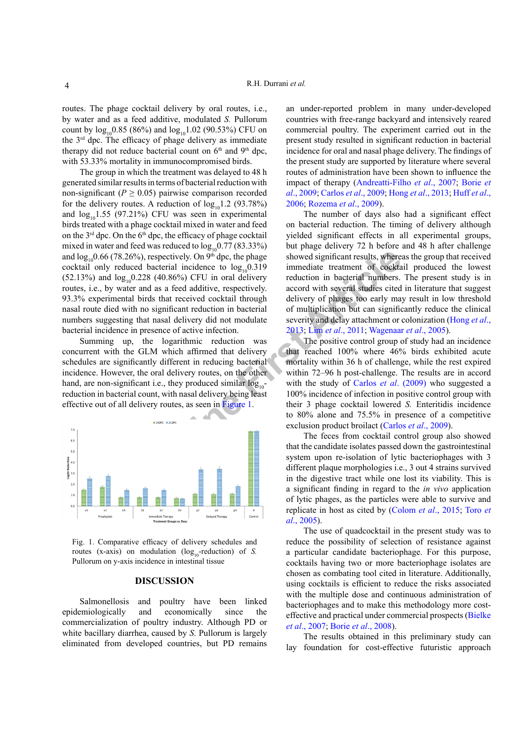routes. The phage cocktail delivery by oral routes, i.e., by water and as a feed additive, modulated *S.* Pullorum count by $\log_{10}0.85$ (86%) and $\log_{10}1.02$ (90.53%) CFU on the 3rd dpc. The efficacy of phage delivery as immediate therapy did not reduce bacterial count on 6th and 9th dpc, with 53.33% mortality in immunocompromised birds.

The group in which the treatment was delayed to 48 h generated similar results in terms of bacterial reduction with non-significant ($P \geq 0.05$) pairwise comparison recorded for the delivery routes. A reduction of $\log_{10}1.2$ (93.78%) and $\log_{10}1.55$ (97.21%) CFU was seen in experimental birds treated with a phage cocktail mixed in water and feed on the 3rd dpc. On the 6th dpc, the efficacy of phage cocktail mixed in water and feed was reduced to $\log_{10}0.77$ (83.33%) and $\log_{10}0.66$ (78.26%), respectively. On 9th dpc, the phage cocktail only reduced bacterial incidence to $\log_{10}0.319$ (52.13%) and $\log_{10}0.228$ (40.86%) CFU in oral delivery routes, i.e., by water and as a feed additive, respectively. 93.3% experimental birds that received cocktail through nasal route died with no significant reduction in bacterial numbers suggesting that nasal delivery did not modulate bacterial incidence in presence of active infection.

Summing up, the logarithmic reduction was concurrent with the GLM which affirmed that delivery schedules are significantly different in reducing bacterial incidence. However, the oral delivery routes, on the other hand, are non-significant i.e., they produced similar $\log_{10}$-reduction in bacterial count, with nasal delivery being least effective out of all delivery routes, as seen in Figure 1.

Fig. 1. Comparative efficacy of delivery schedules and routes (x-axis) on modulation ($\log_{10}$-reduction) of *S.* Pullorum on y-axis incidence in intestinal tissue

## DISCUSSION

Salmonellosis and poultry have been linked epidemiologically and economically since the commercialization of poultry industry. Although PD or white bacillary diarrhea, caused by *S.* Pullorum is largely eliminated from developed countries, but PD remains an under-reported problem in many under-developed countries with free-range backyard and intensively reared commercial poultry. The experiment carried out in the present study resulted in significant reduction in bacterial incidence for oral and nasal phage delivery. The findings of the present study are supported by literature where several routes of administration have been shown to influence the impact of therapy (Andreatti-Filho *et al.*, 2007; Borie *et al.*, 2009; Carlos *et al.*, 2009; Hong *et al.*, 2013; Huff *et al.*, 2006; Rozema *et al.*, 2009).

The number of days also had a significant effect on bacterial reduction. The timing of delivery although yielded significant effects in all experimental groups, but phage delivery 72 h before and 48 h after challenge showed significant results, whereas the group that received immediate treatment of cocktail produced the lowest reduction in bacterial numbers. The present study is in accord with several studies cited in literature that suggest delivery of phages too early may result in low threshold of multiplication but can significantly reduce the clinical severity and delay attachment or colonization (Hong *et al.*, 2013; Lim *et al.*, 2011; Wagenaar *et al.*, 2005).

The positive control group of study had an incidence that reached 100% where 46% birds exhibited acute mortality within 36 h of challenge, while the rest expired within 72–96 h post-challenge. The results are in accord with the study of Carlos *et al.* (2009) who suggested a 100% incidence of infection in positive control group with their 3 phage cocktail lowered *S.* Enteritidis incidence to 80% alone and 75.5% in presence of a competitive exclusion product broilact (Carlos *et al.*, 2009).

The feces from cocktail control group also showed that the candidate isolates passed down the gastrointestinal system upon re-isolation of lytic bacteriophages with 3 different plaque morphologies i.e., 3 out 4 strains survived in the digestive tract while one lost its viability. This is a significant finding in regard to the *in vivo* application of lytic phages, as the particles were able to survive and replicate in host as cited by (Colom *et al.*, 2015; Toro *et al.*, 2005).

The use of quadcocktail in the present study was to reduce the possibility of selection of resistance against a particular candidate bacteriophage. For this purpose, cocktails having two or more bacteriophage isolates are chosen as combating tool cited in literature. Additionally, using cocktails is efficient to reduce the risks associated with the multiple dose and continuous administration of bacteriophages and to make this methodology more cost-effective and practical under commercial prospects (Bielke *et al.*, 2007; Borie *et al.*, 2008).

The results obtained in this preliminary study can lay foundation for cost-effective futuristic approach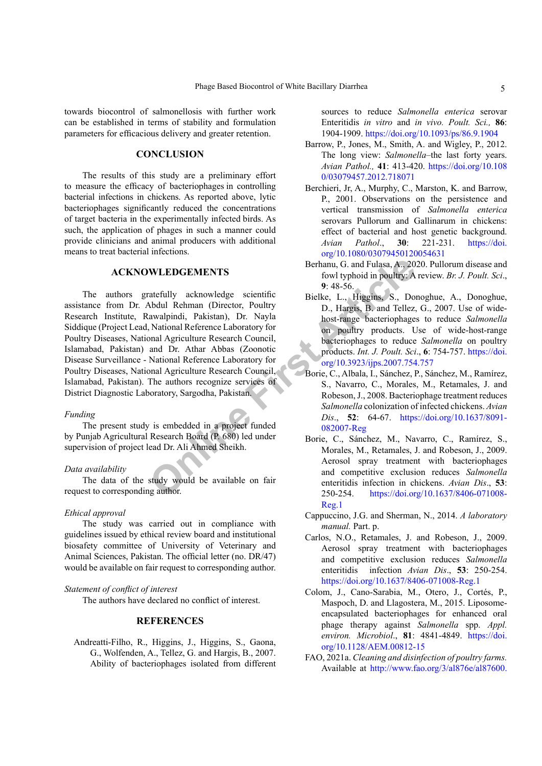towards biocontrol of salmonellosis with further work can be established in terms of stability and formulation parameters for efficacious delivery and greater retention.

## CONCLUSION

The results of this study are a preliminary effort to measure the efficacy of bacteriophages in controlling bacterial infections in chickens. As reported above, lytic bacteriophages significantly reduced the concentrations of target bacteria in the experimentally infected birds. As such, the application of phages in such a manner could provide clinicians and animal producers with additional means to treat bacterial infections.

## ACKNOWLEDGEMENTS

The authors gratefully acknowledge scientific assistance from Dr. Abdul Rehman (Director, Poultry Research Institute, Rawalpindi, Pakistan), Dr. Nayla Siddique (Project Lead, National Reference Laboratory for Poultry Diseases, National Agriculture Research Council, Islamabad, Pakistan) and Dr. Athar Abbas (Zoonotic Disease Surveillance - National Reference Laboratory for Poultry Diseases, National Agriculture Research Council, Islamabad, Pakistan). The authors recognize services of District Diagnostic Laboratory, Sargodha, Pakistan.

*Funding*

The present study is embedded in a project funded by Punjab Agricultural Research Board (P. 680) led under supervision of project lead Dr. Ali Ahmed Sheikh.

*Data availability*

The data of the study would be available on fair request to corresponding author.

*Ethical approval*

The study was carried out in compliance with guidelines issued by ethical review board and institutional biosafety committee of University of Veterinary and Animal Sciences, Pakistan. The official letter (no. DR/47) would be available on fair request to corresponding author.

*Statement of conflict of interest*

The authors have declared no conflict of interest.

## REFERENCES

Andreatti-Filho, R., Higgins, J., Higgins, S., Gaona, G., Wolfenden, A., Tellez, G. and Hargis, B., 2007. Ability of bacteriophages isolated from different sources to reduce *Salmonella enterica* serovar Enteritidis *in vitro* and *in vivo*. *Poult. Sci.,* **86**: 1904-1909. https://doi.org/10.1093/ps/86.9.1904

Barrow, P., Jones, M., Smith, A. and Wigley, P., 2012. The long view: *Salmonella*–the last forty years. *Avian Pathol.,* **41**: 413-420. https://doi.org/10.1080/03079457.2012.718071

Berchieri, Jr, A., Murphy, C., Marston, K. and Barrow, P., 2001. Observations on the persistence and vertical transmission of *Salmonella enterica* serovars Pullorum and Gallinarum in chickens: effect of bacterial and host genetic background. *Avian Pathol*., **30**: 221-231. https://doi.org/10.1080/03079450120054631

Berhanu, G. and Fulasa, A., 2020. Pullorum disease and fowl typhoid in poultry: A review. *Br. J. Poult. Sci*., **9**: 48-56.

Bielke, L., Higgins, S., Donoghue, A., Donoghue, D., Hargis, B. and Tellez, G., 2007. Use of wide-host-range bacteriophages to reduce *Salmonella* on poultry products. Use of wide-host-range bacteriophages to reduce *Salmonella* on poultry products. *Int. J. Poult. Sci*., **6**: 754-757. https://doi.org/10.3923/ijps.2007.754.757

Borie, C., Albala, I., Sánchez, P., Sánchez, M., Ramírez, S., Navarro, C., Morales, M., Retamales, J. and Robeson, J., 2008. Bacteriophage treatment reduces *Salmonella* colonization of infected chickens. *Avian Dis*., **52**: 64-67. https://doi.org/10.1637/8091-082007-Reg

Borie, C., Sánchez, M., Navarro, C., Ramírez, S., Morales, M., Retamales, J. and Robeson, J., 2009. Aerosol spray treatment with bacteriophages and competitive exclusion reduces *Salmonella* enteritidis infection in chickens. *Avian Dis*., **53**: 250-254. https://doi.org/10.1637/8406-071008-Reg.1

Cappuccino, J.G. and Sherman, N., 2014. *A laboratory manual.* Part. p.

Carlos, N.O., Retamales, J. and Robeson, J., 2009. Aerosol spray treatment with bacteriophages and competitive exclusion reduces *Salmonella* enteritidis infection *Avian Dis*., **53**: 250-254. https://doi.org/10.1637/8406-071008-Reg.1

Colom, J., Cano-Sarabia, M., Otero, J., Cortés, P., Maspoch, D. and Llagostera, M., 2015. Liposome-encapsulated bacteriophages for enhanced oral phage therapy against *Salmonella* spp. *Appl. environ. Microbiol*., **81**: 4841-4849. https://doi.org/10.1128/AEM.00812-15

FAO, 2021a. *Cleaning and disinfection of poultry farms.* Available at http://www.fao.org/3/al876e/al87600.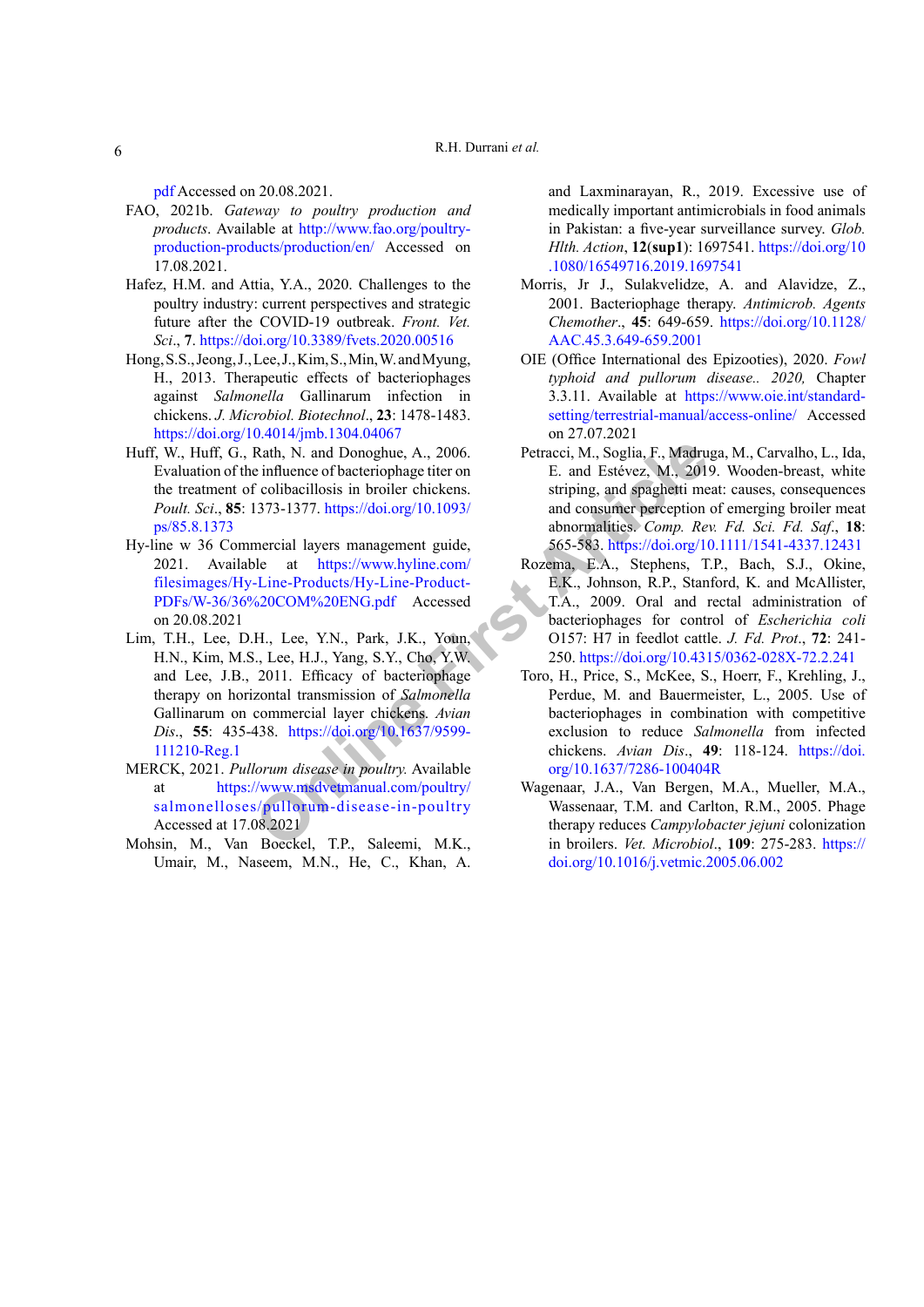pdf Accessed on 20.08.2021.

FAO, 2021b. *Gateway to poultry production and products*. Available at http://www.fao.org/poultry-production-products/production/en/ Accessed on 17.08.2021.

Hafez, H.M. and Attia, Y.A., 2020. Challenges to the poultry industry: current perspectives and strategic future after the COVID-19 outbreak. *Front. Vet. Sci*., **7**. https://doi.org/10.3389/fvets.2020.00516

Hong, S.S., Jeong, J., Lee, J., Kim, S., Min, W. and Myung, H., 2013. Therapeutic effects of bacteriophages against *Salmonella* Gallinarum infection in chickens. *J. Microbiol. Biotechnol*., **23**: 1478-1483. https://doi.org/10.4014/jmb.1304.04067

Huff, W., Huff, G., Rath, N. and Donoghue, A., 2006. Evaluation of the influence of bacteriophage titer on the treatment of colibacillosis in broiler chickens. *Poult. Sci*., **85**: 1373-1377. https://doi.org/10.1093/ps/85.8.1373

Hy-line w 36 Commercial layers management guide, 2021. Available at https://www.hyline.com/filesimages/Hy-Line-Products/Hy-Line-Product-PDFs/W-36/36%20COM%20ENG.pdf Accessed on 20.08.2021

Lim, T.H., Lee, D.H., Lee, Y.N., Park, J.K., Youn, H.N., Kim, M.S., Lee, H.J., Yang, S.Y., Cho, Y.W. and Lee, J.B., 2011. Efficacy of bacteriophage therapy on horizontal transmission of *Salmonella* Gallinarum on commercial layer chickens. *Avian Dis*., **55**: 435-438. https://doi.org/10.1637/9599-111210-Reg.1

MERCK, 2021. *Pullorum disease in poultry.* Available at https://www.msdvetmanual.com/poultry/salmonelloses/pullorum-disease-in-poultry Accessed at 17.08.2021

Mohsin, M., Van Boeckel, T.P., Saleemi, M.K., Umair, M., Naseem, M.N., He, C., Khan, A. and Laxminarayan, R., 2019. Excessive use of medically important antimicrobials in food animals in Pakistan: a five-year surveillance survey. *Glob. Hlth. Action*, **12**(**sup1**): 1697541. https://doi.org/10.1080/16549716.2019.1697541

Morris, Jr J., Sulakvelidze, A. and Alavidze, Z., 2001. Bacteriophage therapy. *Antimicrob. Agents Chemother*., **45**: 649-659. https://doi.org/10.1128/AAC.45.3.649-659.2001

OIE (Office International des Epizooties), 2020. *Fowl typhoid and pullorum disease.. 2020,* Chapter 3.3.11. Available at https://www.oie.int/standard-setting/terrestrial-manual/access-online/ Accessed on 27.07.2021

Petracci, M., Soglia, F., Madruga, M., Carvalho, L., Ida, E. and Estévez, M., 2019. Wooden-breast, white striping, and spaghetti meat: causes, consequences and consumer perception of emerging broiler meat abnormalities. *Comp. Rev. Fd. Sci. Fd. Saf*., **18**: 565-583. https://doi.org/10.1111/1541-4337.12431

Rozema, E.A., Stephens, T.P., Bach, S.J., Okine, E.K., Johnson, R.P., Stanford, K. and McAllister, T.A., 2009. Oral and rectal administration of bacteriophages for control of *Escherichia coli* O157: H7 in feedlot cattle. *J. Fd. Prot*., **72**: 241-250. https://doi.org/10.4315/0362-028X-72.2.241

Toro, H., Price, S., McKee, S., Hoerr, F., Krehling, J., Perdue, M. and Bauermeister, L., 2005. Use of bacteriophages in combination with competitive exclusion to reduce *Salmonella* from infected chickens. *Avian Dis*., **49**: 118-124. https://doi.org/10.1637/7286-100404R

Wagenaar, J.A., Van Bergen, M.A., Mueller, M.A., Wassenaar, T.M. and Carlton, R.M., 2005. Phage therapy reduces *Campylobacter jejuni* colonization in broilers. *Vet. Microbiol*., **109**: 275-283. https://doi.org/10.1016/j.vetmic.2005.06.002